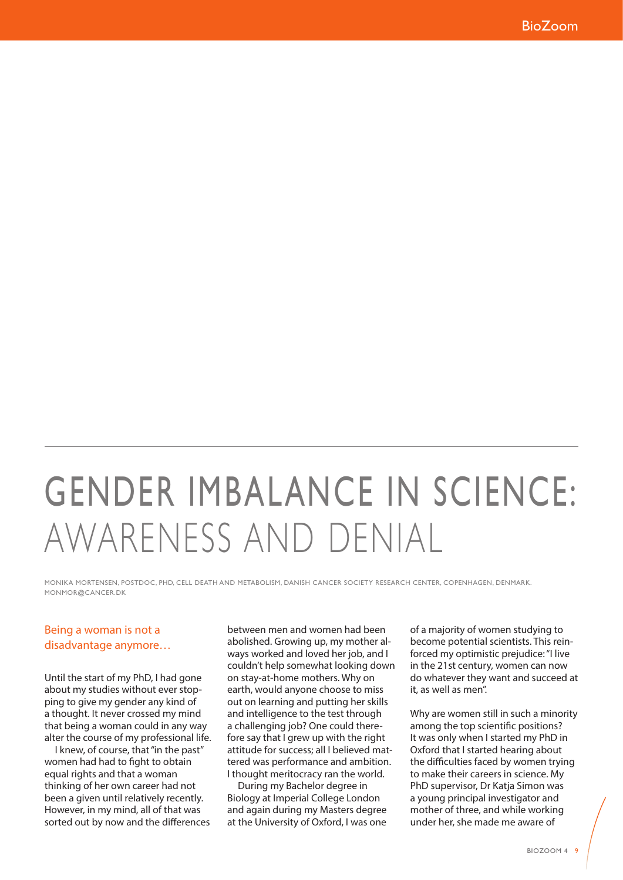# GENDER IMBALANCE IN SCIENCE: AWARENESS AND DENIAL

MONIKA MORTENSEN, POSTDOC, PHD, CELL DEATH AND METABOLISM, DANISH CANCER SOCIETY RESEARCH CENTER, COPENHAGEN, DENMARK. MONMOR@CANCER.DK

## Being a woman is not a disadvantage anymore…

Until the start of my PhD, I had gone about my studies without ever stopping to give my gender any kind of a thought. It never crossed my mind that being a woman could in any way alter the course of my professional life.

I knew, of course, that "in the past" women had had to fight to obtain equal rights and that a woman thinking of her own career had not been a given until relatively recently. However, in my mind, all of that was sorted out by now and the differences between men and women had been abolished. Growing up, my mother always worked and loved her job, and I couldn't help somewhat looking down on stay-at-home mothers. Why on earth, would anyone choose to miss out on learning and putting her skills and intelligence to the test through a challenging job? One could therefore say that I grew up with the right attitude for success; all I believed mattered was performance and ambition. I thought meritocracy ran the world.

During my Bachelor degree in Biology at Imperial College London and again during my Masters degree at the University of Oxford, I was one of a majority of women studying to become potential scientists. This reinforced my optimistic prejudice: "I live in the 21st century, women can now do whatever they want and succeed at it, as well as men".

Why are women still in such a minority among the top scientific positions? It was only when I started my PhD in Oxford that I started hearing about the difficulties faced by women trying to make their careers in science. My PhD supervisor, Dr Katja Simon was a young principal investigator and mother of three, and while working under her, she made me aware of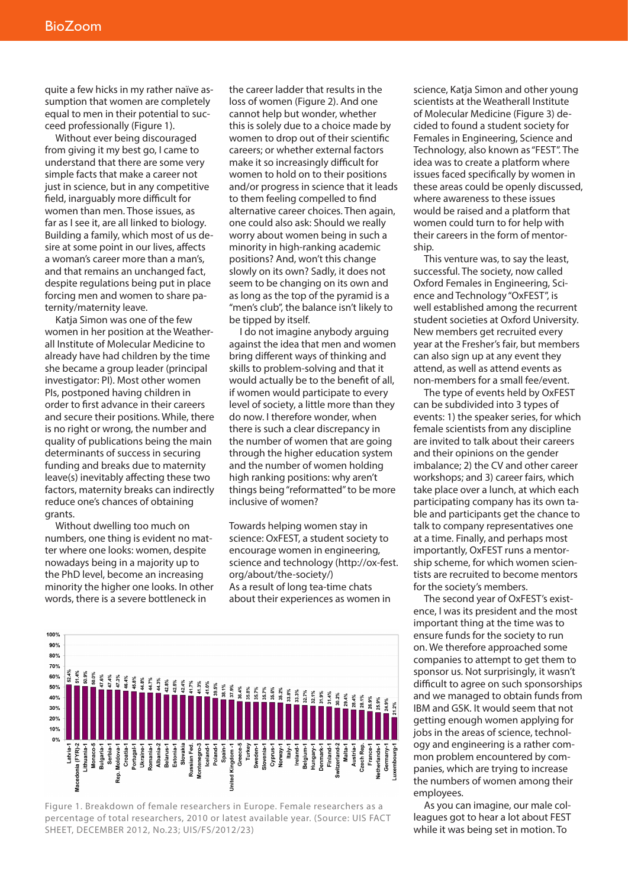quite a few hicks in my rather naïve assumption that women are completely equal to men in their potential to succeed professionally (Figure 1).

Without ever being discouraged from giving it my best go, I came to understand that there are some very simple facts that make a career not just in science, but in any competitive field, inarguably more difficult for women than men. Those issues, as far as I see it, are all linked to biology. Building a family, which most of us desire at some point in our lives, affects a woman's career more than a man's, and that remains an unchanged fact, despite regulations being put in place forcing men and women to share paternity/maternity leave.

Katja Simon was one of the few women in her position at the Weatherall Institute of Molecular Medicine to already have had children by the time she became a group leader (principal investigator: PI). Most other women PIs, postponed having children in order to first advance in their careers and secure their positions. While, there is no right or wrong, the number and quality of publications being the main determinants of success in securing funding and breaks due to maternity leave(s) inevitably affecting these two factors, maternity breaks can indirectly reduce one's chances of obtaining grants.

Without dwelling too much on numbers, one thing is evident no matter where one looks: women, despite nowadays being in a majority up to the PhD level, become an increasing minority the higher one looks. In other words, there is a severe bottleneck in the career ladder that results in the loss of women (Figure 2). And one cannot help but wonder, whether this is solely due to a choice made by women to drop out of their scientific careers; or whether external factors make it so increasingly difficult for women to hold on to their positions and/or progress in science that it leads to them feeling compelled to find alternative career choices. Then again, one could also ask: Should we really worry about women being in such a minority in high-ranking academic positions? And, won't this change slowly on its own? Sadly, it does not seem to be changing on its own and as long as the top of the pyramid is a "men's club", the balance isn't likely to be tipped by itself.

I do not imagine anybody arguing against the idea that men and women bring different ways of thinking and skills to problem-solving and that it would actually be to the benefit of all, if women would participate to every level of society, a little more than they do now. I therefore wonder, when there is such a clear discrepancy in the number of women that are going through the higher education system and the number of women holding high ranking positions: why aren't things being "reformatted" to be more inclusive of women?

Figure 1. Breakdown of female researchers in Europe. Female researchers as a percentage of total researchers, 2010 or latest available year. (Source: UIS FACT SHEET, DECEMBER 2012, No.23; UIS/FS/2012/23)

### Towards helping women stay in science: OxFEST, a student society to encourage women in engineering, science and technology (http://ox-fest.org/about/the-society/)

As a result of long tea-time chats about their experiences as women in science, Katja Simon and other young scientists at the Weatherall Institute of Molecular Medicine (Figure 3) decided to found a student society for Females in Engineering, Science and Technology, also known as "FEST". The idea was to create a platform where issues faced specifically by women in these areas could be openly discussed, where awareness to these issues would be raised and a platform that women could turn to for help with their careers in the form of mentorship.

This venture was, to say the least, successful. The society, now called Oxford Females in Engineering, Science and Technology "OxFEST", is well established among the recurrent student societies at Oxford University. New members get recruited every year at the Fresher's fair, but members can also sign up at any event they attend, as well as attend events as non-members for a small fee/event.

The type of events held by OxFEST can be subdivided into 3 types of events: 1) the speaker series, for which female scientists from any discipline are invited to talk about their careers and their opinions on the gender imbalance; 2) the CV and other career workshops; and 3) career fairs, which take place over a lunch, at which each participating company has its own table and participants get the chance to talk to company representatives one at a time. Finally, and perhaps most importantly, OxFEST runs a mentorship scheme, for which women scientists are recruited to become mentors for the society's members.

The second year of OxFEST's existence, I was its president and the most important thing at the time was to ensure funds for the society to run on. We therefore approached some companies to attempt to get them to sponsor us. Not surprisingly, it wasn't difficult to agree on such sponsorships and we managed to obtain funds from IBM and GSK. It would seem that not getting enough women applying for jobs in the areas of science, technology and engineering is a rather common problem encountered by companies, which are trying to increase the numbers of women among their employees.

As you can imagine, our male colleagues got to hear a lot about FEST while it was being set in motion. To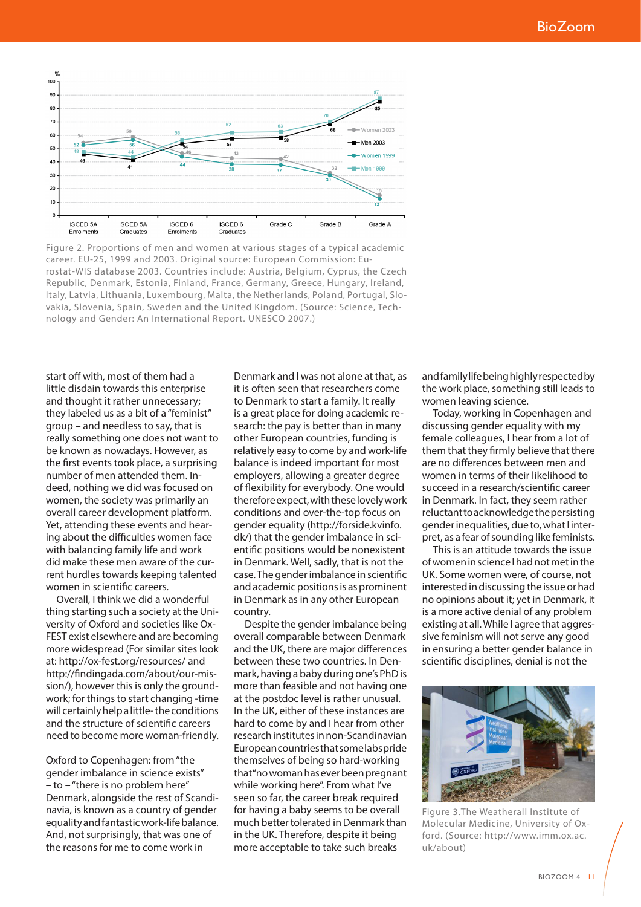Figure 2. Proportions of men and women at various stages of a typical academic career. EU-25, 1999 and 2003. Original source: European Commission: Eurostat-WIS database 2003. Countries include: Austria, Belgium, Cyprus, the Czech Republic, Denmark, Estonia, Finland, France, Germany, Greece, Hungary, Ireland, Italy, Latvia, Lithuania, Luxembourg, Malta, the Netherlands, Poland, Portugal, Slovakia, Slovenia, Spain, Sweden and the United Kingdom. (Source: Science, Technology and Gender: An International Report. UNESCO 2007.)

start off with, most of them had a little disdain towards this enterprise and thought it rather unnecessary; they labeled us as a bit of a "feminist" group – and needless to say, that is really something one does not want to be known as nowadays. However, as the first events took place, a surprising number of men attended them. Indeed, nothing we did was focused on women, the society was primarily an overall career development platform. Yet, attending these events and hearing about the difficulties women face with balancing family life and work did make these men aware of the current hurdles towards keeping talented women in scientific careers.

Overall, I think we did a wonderful thing starting such a society at the University of Oxford and societies like OxFEST exist elsewhere and are becoming more widespread (For similar sites look at: http://ox-fest.org/resources/ and http://findingada.com/about/our-mission/), however this is only the groundwork; for things to start changing -time will certainly help a little- the conditions and the structure of scientific careers need to become more woman-friendly.

## Oxford to Copenhagen: from "the gender imbalance in science exists" – to – "there is no problem here"

Denmark, alongside the rest of Scandinavia, is known as a country of gender equality and fantastic work-life balance. And, not surprisingly, that was one of the reasons for me to come work in Denmark and I was not alone at that, as it is often seen that researchers come to Denmark to start a family. It really is a great place for doing academic research: the pay is better than in many other European countries, funding is relatively easy to come by and work-life balance is indeed important for most employers, allowing a greater degree of flexibility for everybody. One would therefore expect, with these lovely work conditions and over-the-top focus on gender equality (http://forside.kvinfo.dk/) that the gender imbalance in scientific positions would be nonexistent in Denmark. Well, sadly, that is not the case. The gender imbalance in scientific and academic positions is as prominent in Denmark as in any other European country.

Despite the gender imbalance being overall comparable between Denmark and the UK, there are major differences between these two countries. In Denmark, having a baby during one's PhD is more than feasible and not having one at the postdoc level is rather unusual. In the UK, either of these instances are hard to come by and I hear from other research institutes in non-Scandinavian European countries that some labs pride themselves of being so hard-working that "no woman has ever been pregnant while working here". From what I've seen so far, the career break required for having a baby seems to be overall much better tolerated in Denmark than in the UK. Therefore, despite it being more acceptable to take such breaks and family life being highly respected by the work place, something still leads to women leaving science.

Today, working in Copenhagen and discussing gender equality with my female colleagues, I hear from a lot of them that they firmly believe that there are no differences between men and women in terms of their likelihood to succeed in a research/scientific career in Denmark. In fact, they seem rather reluctant to acknowledge the persisting gender inequalities, due to, what I interpret, as a fear of sounding like feminists.

This is an attitude towards the issue of women in science I had not met in the UK. Some women were, of course, not interested in discussing the issue or had no opinions about it; yet in Denmark, it is a more active denial of any problem existing at all. While I agree that aggressive feminism will not serve any good in ensuring a better gender balance in scientific disciplines, denial is not the

Figure 3.The Weatherall Institute of Molecular Medicine, University of Oxford. (Source: http://www.imm.ox.ac.uk/about)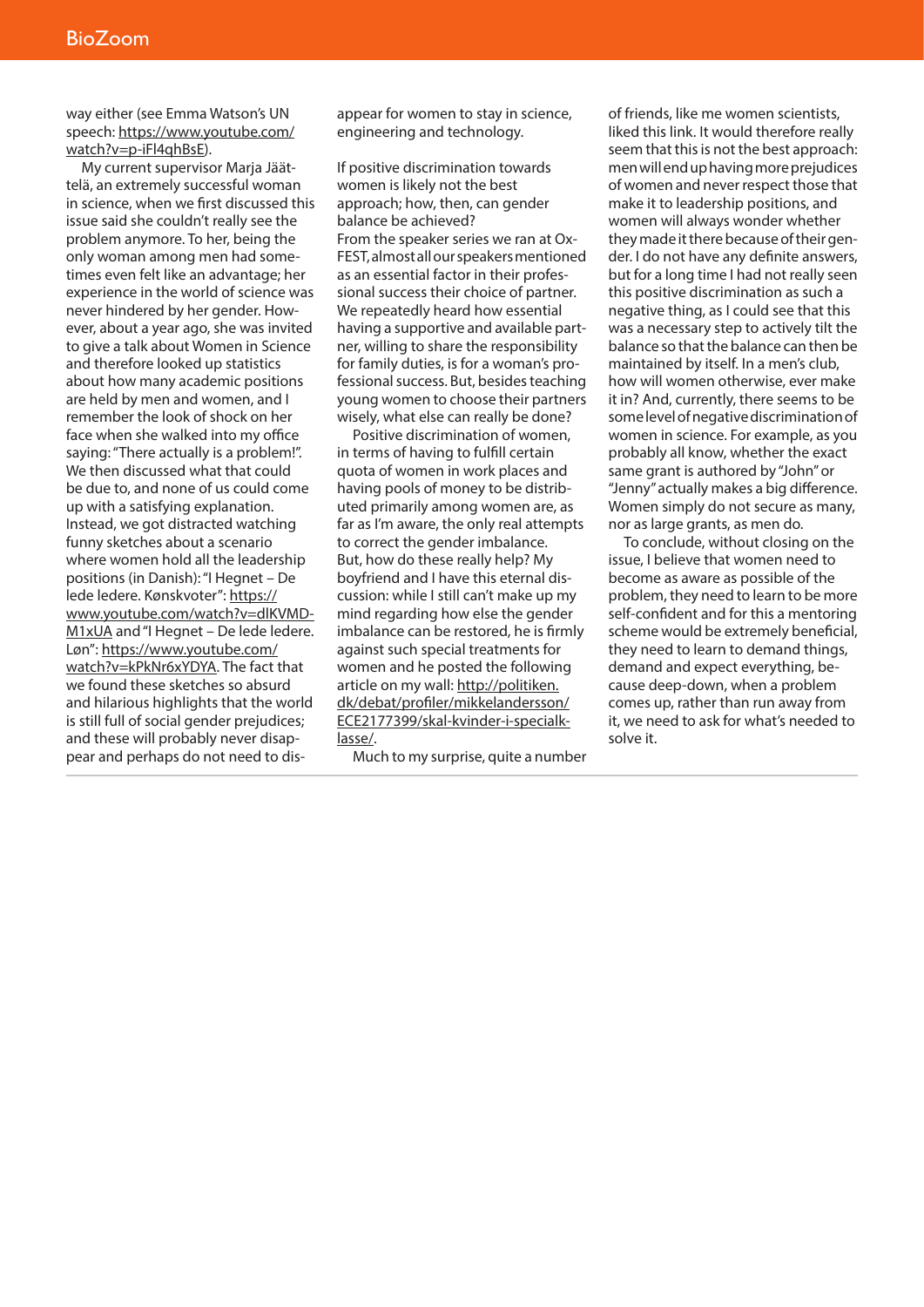way either (see Emma Watson's UN speech: https://www.youtube.com/watch?v=p-iFl4qhBsE).

My current supervisor Marja Jäättelä, an extremely successful woman in science, when we first discussed this issue said she couldn't really see the problem anymore. To her, being the only woman among men had sometimes even felt like an advantage; her experience in the world of science was never hindered by her gender. However, about a year ago, she was invited to give a talk about Women in Science and therefore looked up statistics about how many academic positions are held by men and women, and I remember the look of shock on her face when she walked into my office saying: "There actually is a problem!". We then discussed what that could be due to, and none of us could come up with a satisfying explanation. Instead, we got distracted watching funny sketches about a scenario where women hold all the leadership positions (in Danish): "I Hegnet – De lede ledere. Kønskvoter": https://www.youtube.com/watch?v=dlKVMD-M1xUA and "I Hegnet – De lede ledere. Løn": https://www.youtube.com/watch?v=kPkNr6xYDYA. The fact that we found these sketches so absurd and hilarious highlights that the world is still full of social gender prejudices; and these will probably never disappear and perhaps do not need to disappear for women to stay in science, engineering and technology.

If positive discrimination towards women is likely not the best approach; how, then, can gender balance be achieved?
From the speaker series we ran at OxFEST, almost all our speakers mentioned as an essential factor in their professional success their choice of partner. We repeatedly heard how essential having a supportive and available partner, willing to share the responsibility for family duties, is for a woman's professional success. But, besides teaching young women to choose their partners wisely, what else can really be done?

Positive discrimination of women, in terms of having to fulfill certain quota of women in work places and having pools of money to be distributed primarily among women are, as far as I'm aware, the only real attempts to correct the gender imbalance. But, how do these really help? My boyfriend and I have this eternal discussion: while I still can't make up my mind regarding how else the gender imbalance can be restored, he is firmly against such special treatments for women and he posted the following article on my wall: http://politiken.dk/debat/profiler/mikkelandersson/ECE2177399/skal-kvinder-i-specialklasse/.

Much to my surprise, quite a number of friends, like me women scientists, liked this link. It would therefore really seem that this is not the best approach: men will end up having more prejudices of women and never respect those that make it to leadership positions, and women will always wonder whether they made it there because of their gender. I do not have any definite answers, but for a long time I had not really seen this positive discrimination as such a negative thing, as I could see that this was a necessary step to actively tilt the balance so that the balance can then be maintained by itself. In a men's club, how will women otherwise, ever make it in? And, currently, there seems to be some level of negative discrimination of women in science. For example, as you probably all know, whether the exact same grant is authored by "John" or "Jenny" actually makes a big difference. Women simply do not secure as many, nor as large grants, as men do.

To conclude, without closing on the issue, I believe that women need to become as aware as possible of the problem, they need to learn to be more self-confident and for this a mentoring scheme would be extremely beneficial, they need to learn to demand things, demand and expect everything, because deep-down, when a problem comes up, rather than run away from it, we need to ask for what's needed to solve it.